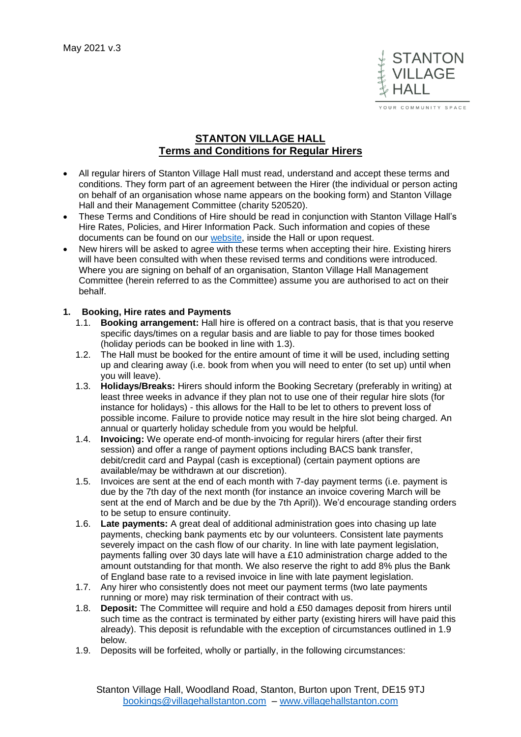May 2021 v.3

STANTON VILLAGE HALL
YOUR COMMUNITY SPACE

# STANTON VILLAGE HALL
## Terms and Conditions for Regular Hirers

- All regular hirers of Stanton Village Hall must read, understand and accept these terms and conditions. They form part of an agreement between the Hirer (the individual or person acting on behalf of an organisation whose name appears on the booking form) and Stanton Village Hall and their Management Committee (charity 520520).
- These Terms and Conditions of Hire should be read in conjunction with Stanton Village Hall's Hire Rates, Policies, and Hirer Information Pack. Such information and copies of these documents can be found on our website, inside the Hall or upon request.
- New hirers will be asked to agree with these terms when accepting their hire. Existing hirers will have been consulted with when these revised terms and conditions were introduced. Where you are signing on behalf of an organisation, Stanton Village Hall Management Committee (herein referred to as the Committee) assume you are authorised to act on their behalf.

### 1. Booking, Hire rates and Payments

1.1. **Booking arrangement:** Hall hire is offered on a contract basis, that is that you reserve specific days/times on a regular basis and are liable to pay for those times booked (holiday periods can be booked in line with 1.3).

1.2. The Hall must be booked for the entire amount of time it will be used, including setting up and clearing away (i.e. book from when you will need to enter (to set up) until when you will leave).

1.3. **Holidays/Breaks:** Hirers should inform the Booking Secretary (preferably in writing) at least three weeks in advance if they plan not to use one of their regular hire slots (for instance for holidays) - this allows for the Hall to be let to others to prevent loss of possible income. Failure to provide notice may result in the hire slot being charged. An annual or quarterly holiday schedule from you would be helpful.

1.4. **Invoicing:** We operate end-of month-invoicing for regular hirers (after their first session) and offer a range of payment options including BACS bank transfer, debit/credit card and Paypal (cash is exceptional) (certain payment options are available/may be withdrawn at our discretion).

1.5. Invoices are sent at the end of each month with 7-day payment terms (i.e. payment is due by the 7th day of the next month (for instance an invoice covering March will be sent at the end of March and be due by the 7th April)). We'd encourage standing orders to be setup to ensure continuity.

1.6. **Late payments:** A great deal of additional administration goes into chasing up late payments, checking bank payments etc by our volunteers. Consistent late payments severely impact on the cash flow of our charity. In line with late payment legislation, payments falling over 30 days late will have a £10 administration charge added to the amount outstanding for that month. We also reserve the right to add 8% plus the Bank of England base rate to a revised invoice in line with late payment legislation.

1.7. Any hirer who consistently does not meet our payment terms (two late payments running or more) may risk termination of their contract with us.

1.8. **Deposit:** The Committee will require and hold a £50 damages deposit from hirers until such time as the contract is terminated by either party (existing hirers will have paid this already). This deposit is refundable with the exception of circumstances outlined in 1.9 below.

1.9. Deposits will be forfeited, wholly or partially, in the following circumstances:

Stanton Village Hall, Woodland Road, Stanton, Burton upon Trent, DE15 9TJ
bookings@villagehallstanton.com – www.villagehallstanton.com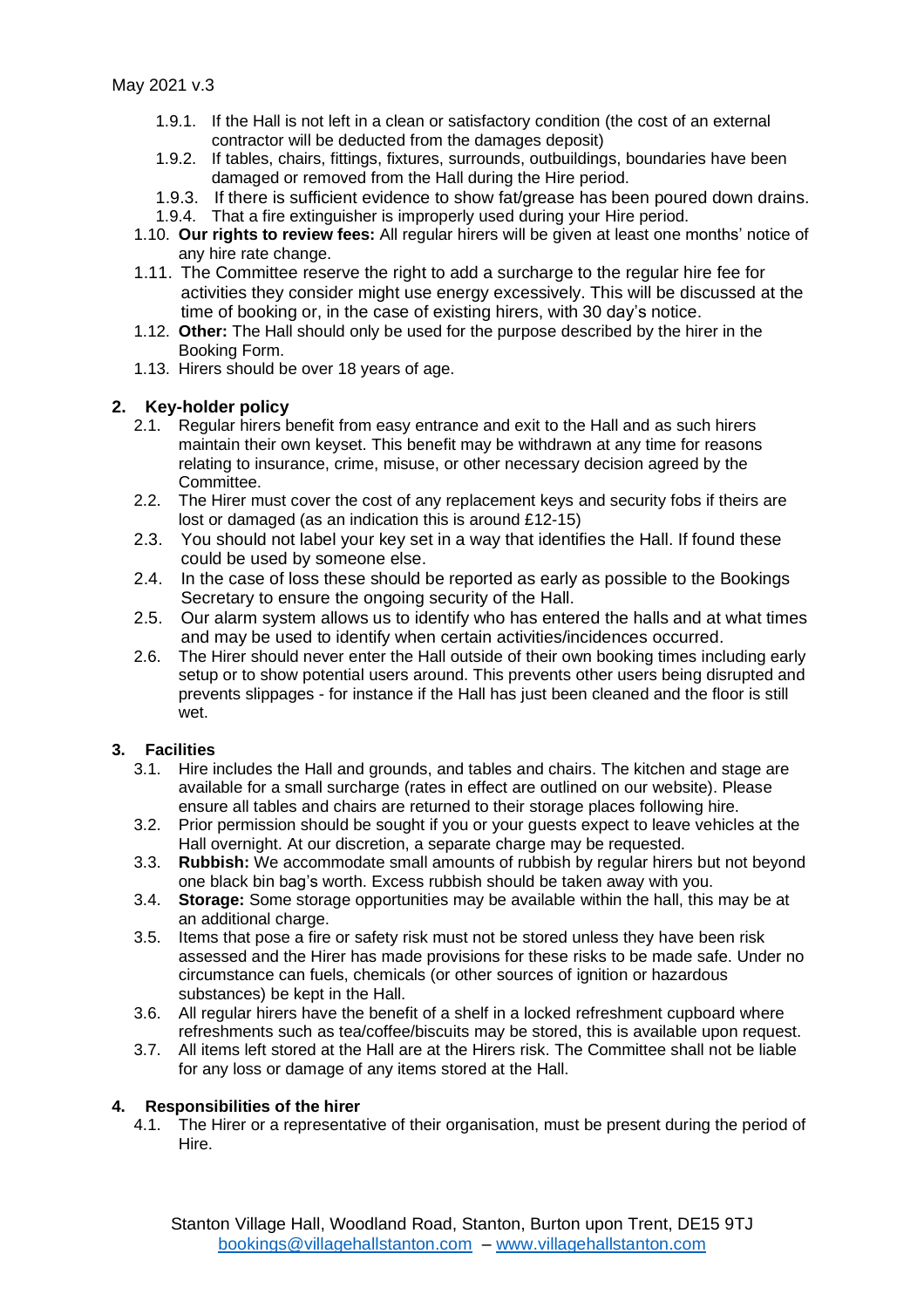1.9.1. If the Hall is not left in a clean or satisfactory condition (the cost of an external contractor will be deducted from the damages deposit)

1.9.2. If tables, chairs, fittings, fixtures, surrounds, outbuildings, boundaries have been damaged or removed from the Hall during the Hire period.

1.9.3. If there is sufficient evidence to show fat/grease has been poured down drains.

1.9.4. That a fire extinguisher is improperly used during your Hire period.

1.10. **Our rights to review fees:** All regular hirers will be given at least one months' notice of any hire rate change.

1.11. The Committee reserve the right to add a surcharge to the regular hire fee for activities they consider might use energy excessively. This will be discussed at the time of booking or, in the case of existing hirers, with 30 day's notice.

1.12. **Other:** The Hall should only be used for the purpose described by the hirer in the Booking Form.

1.13. Hirers should be over 18 years of age.

## 2. Key-holder policy

2.1. Regular hirers benefit from easy entrance and exit to the Hall and as such hirers maintain their own keyset. This benefit may be withdrawn at any time for reasons relating to insurance, crime, misuse, or other necessary decision agreed by the Committee.

2.2. The Hirer must cover the cost of any replacement keys and security fobs if theirs are lost or damaged (as an indication this is around £12-15)

2.3. You should not label your key set in a way that identifies the Hall. If found these could be used by someone else.

2.4. In the case of loss these should be reported as early as possible to the Bookings Secretary to ensure the ongoing security of the Hall.

2.5. Our alarm system allows us to identify who has entered the halls and at what times and may be used to identify when certain activities/incidences occurred.

2.6. The Hirer should never enter the Hall outside of their own booking times including early setup or to show potential users around. This prevents other users being disrupted and prevents slippages - for instance if the Hall has just been cleaned and the floor is still wet.

## 3. Facilities

3.1. Hire includes the Hall and grounds, and tables and chairs. The kitchen and stage are available for a small surcharge (rates in effect are outlined on our website). Please ensure all tables and chairs are returned to their storage places following hire.

3.2. Prior permission should be sought if you or your guests expect to leave vehicles at the Hall overnight. At our discretion, a separate charge may be requested.

3.3. **Rubbish:** We accommodate small amounts of rubbish by regular hirers but not beyond one black bin bag's worth. Excess rubbish should be taken away with you.

3.4. **Storage:** Some storage opportunities may be available within the hall, this may be at an additional charge.

3.5. Items that pose a fire or safety risk must not be stored unless they have been risk assessed and the Hirer has made provisions for these risks to be made safe. Under no circumstance can fuels, chemicals (or other sources of ignition or hazardous substances) be kept in the Hall.

3.6. All regular hirers have the benefit of a shelf in a locked refreshment cupboard where refreshments such as tea/coffee/biscuits may be stored, this is available upon request.

3.7. All items left stored at the Hall are at the Hirers risk. The Committee shall not be liable for any loss or damage of any items stored at the Hall.

## 4. Responsibilities of the hirer

4.1. The Hirer or a representative of their organisation, must be present during the period of Hire.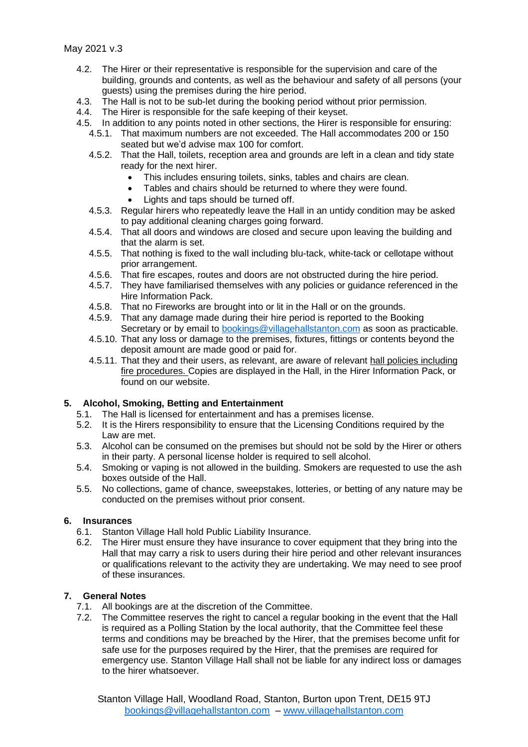- 4.2. The Hirer or their representative is responsible for the supervision and care of the building, grounds and contents, as well as the behaviour and safety of all persons (your guests) using the premises during the hire period.
- 4.3. The Hall is not to be sub-let during the booking period without prior permission.
- 4.4. The Hirer is responsible for the safe keeping of their keyset.
- 4.5. In addition to any points noted in other sections, the Hirer is responsible for ensuring:
  - 4.5.1. That maximum numbers are not exceeded. The Hall accommodates 200 or 150 seated but we'd advise max 100 for comfort.
  - 4.5.2. That the Hall, toilets, reception area and grounds are left in a clean and tidy state ready for the next hirer.
    - This includes ensuring toilets, sinks, tables and chairs are clean.
    - Tables and chairs should be returned to where they were found.
    - Lights and taps should be turned off.
  - 4.5.3. Regular hirers who repeatedly leave the Hall in an untidy condition may be asked to pay additional cleaning charges going forward.
  - 4.5.4. That all doors and windows are closed and secure upon leaving the building and that the alarm is set.
  - 4.5.5. That nothing is fixed to the wall including blu-tack, white-tack or cellotape without prior arrangement.
  - 4.5.6. That fire escapes, routes and doors are not obstructed during the hire period.
  - 4.5.7. They have familiarised themselves with any policies or guidance referenced in the Hire Information Pack.
  - 4.5.8. That no Fireworks are brought into or lit in the Hall or on the grounds.
  - 4.5.9. That any damage made during their hire period is reported to the Booking Secretary or by email to bookings@villagehallstanton.com as soon as practicable.
  - 4.5.10. That any loss or damage to the premises, fixtures, fittings or contents beyond the deposit amount are made good or paid for.
  - 4.5.11. That they and their users, as relevant, are aware of relevant hall policies including fire procedures. Copies are displayed in the Hall, in the Hirer Information Pack, or found on our website.

## 5. Alcohol, Smoking, Betting and Entertainment

- 5.1. The Hall is licensed for entertainment and has a premises license.
- 5.2. It is the Hirers responsibility to ensure that the Licensing Conditions required by the Law are met.
- 5.3. Alcohol can be consumed on the premises but should not be sold by the Hirer or others in their party. A personal license holder is required to sell alcohol.
- 5.4. Smoking or vaping is not allowed in the building. Smokers are requested to use the ash boxes outside of the Hall.
- 5.5. No collections, game of chance, sweepstakes, lotteries, or betting of any nature may be conducted on the premises without prior consent.

## 6. Insurances

- 6.1. Stanton Village Hall hold Public Liability Insurance.
- 6.2. The Hirer must ensure they have insurance to cover equipment that they bring into the Hall that may carry a risk to users during their hire period and other relevant insurances or qualifications relevant to the activity they are undertaking. We may need to see proof of these insurances.

## 7. General Notes

- 7.1. All bookings are at the discretion of the Committee.
- 7.2. The Committee reserves the right to cancel a regular booking in the event that the Hall is required as a Polling Station by the local authority, that the Committee feel these terms and conditions may be breached by the Hirer, that the premises become unfit for safe use for the purposes required by the Hirer, that the premises are required for emergency use. Stanton Village Hall shall not be liable for any indirect loss or damages to the hirer whatsoever.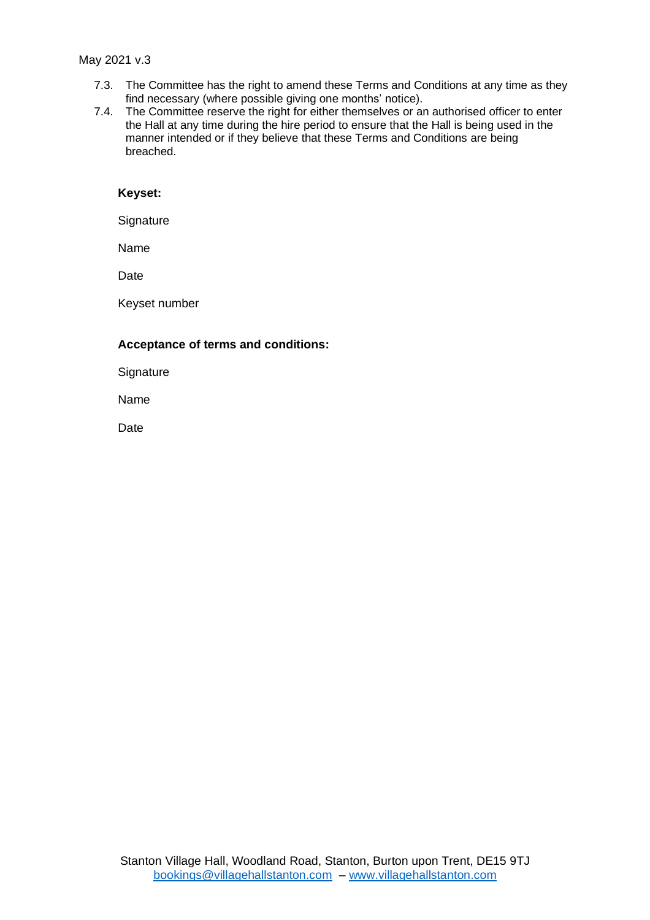7.3. The Committee has the right to amend these Terms and Conditions at any time as they find necessary (where possible giving one months' notice).

7.4. The Committee reserve the right for either themselves or an authorised officer to enter the Hall at any time during the hire period to ensure that the Hall is being used in the manner intended or if they believe that these Terms and Conditions are being breached.

**Keyset:**

Signature

Name

Date

Keyset number

**Acceptance of terms and conditions:**

Signature

Name

Date

Stanton Village Hall, Woodland Road, Stanton, Burton upon Trent, DE15 9TJ
bookings@villagehallstanton.com – www.villagehallstanton.com